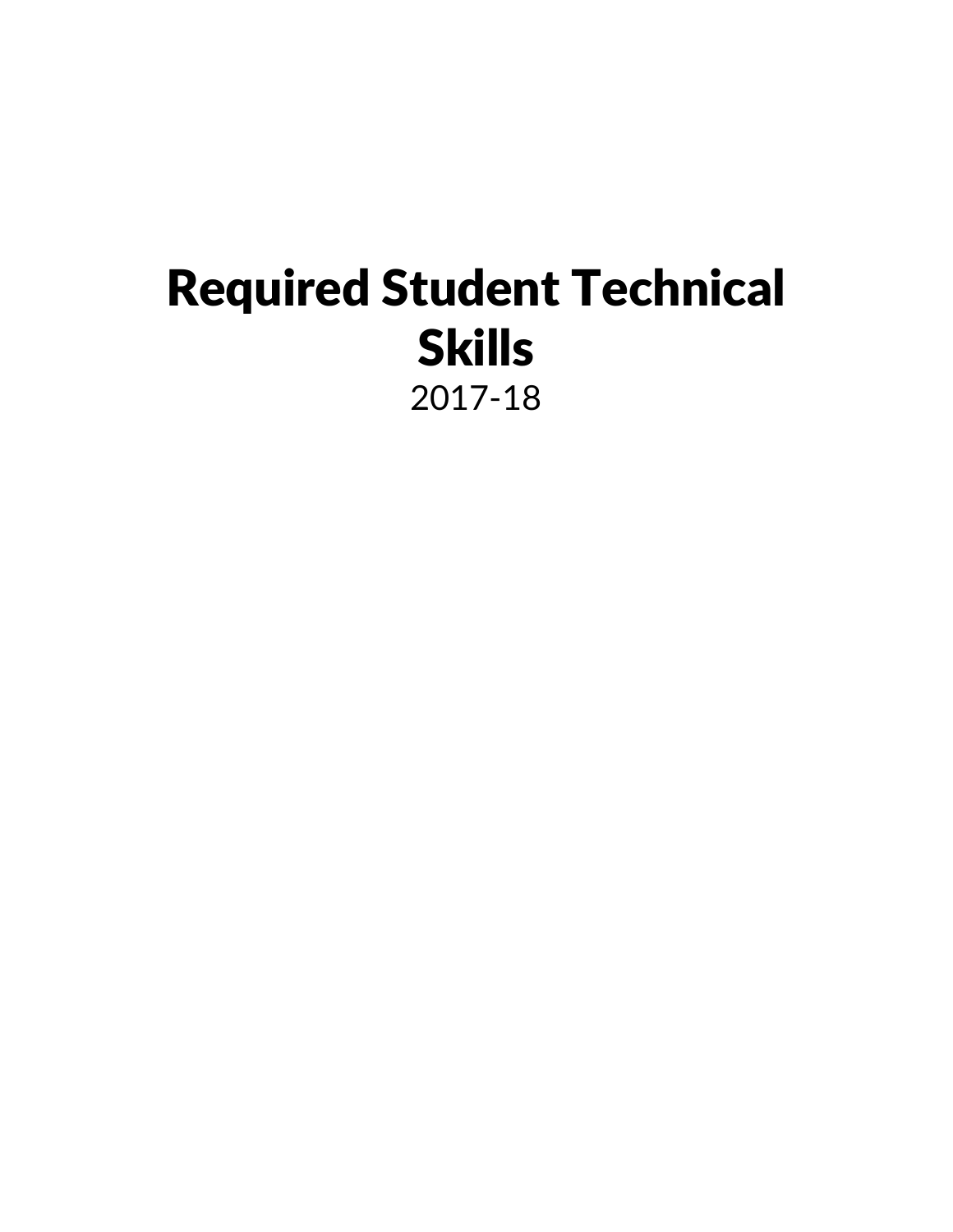# Required Student Technical Skills

2017-18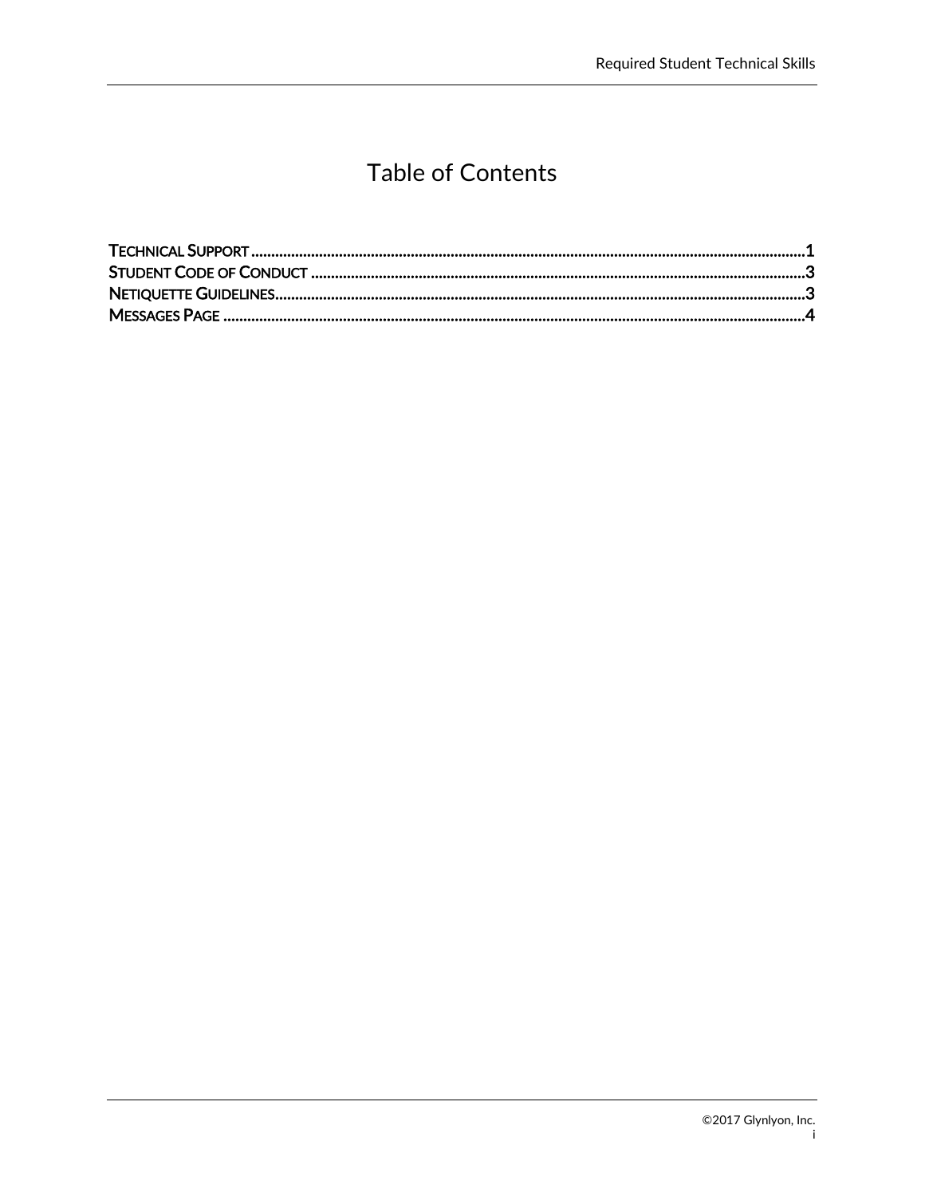# Table of Contents

TECHNICAL SUPPORT ........................................................................................................................................ 1
STUDENT CODE OF CONDUCT ........................................................................................................................... 3
NETIQUETTE GUIDELINES.................................................................................................................................. 3
MESSAGES PAGE .............................................................................................................................................. 4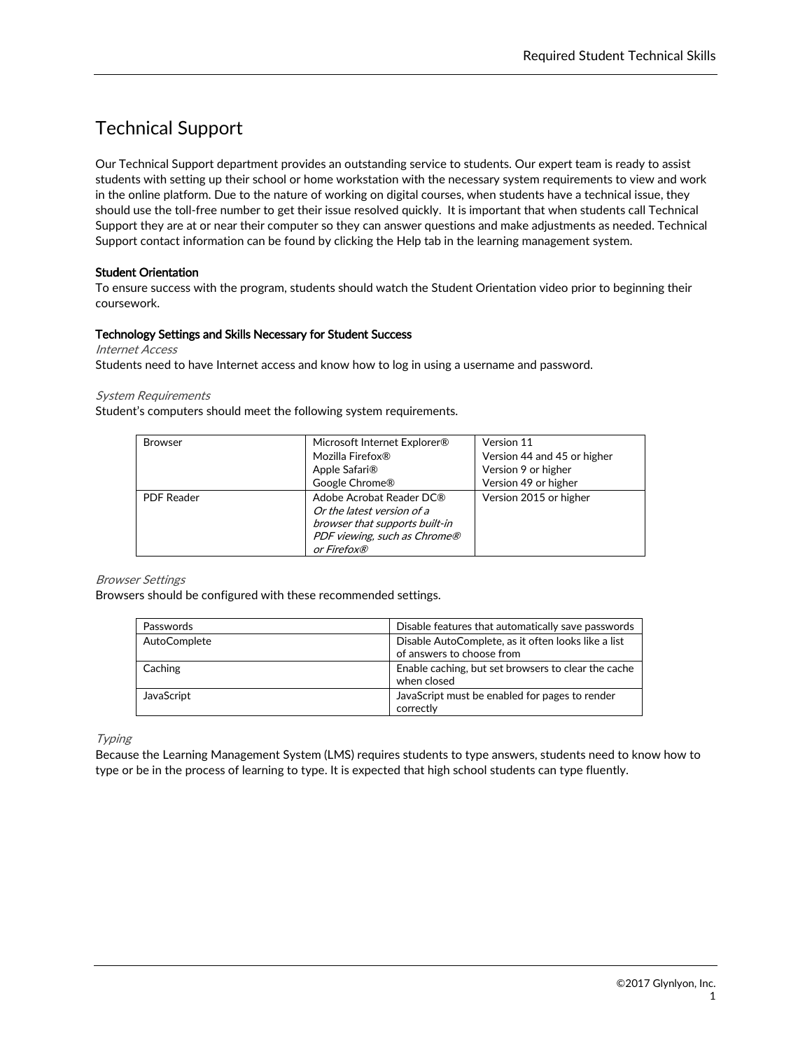# Technical Support

Our Technical Support department provides an outstanding service to students. Our expert team is ready to assist students with setting up their school or home workstation with the necessary system requirements to view and work in the online platform. Due to the nature of working on digital courses, when students have a technical issue, they should use the toll-free number to get their issue resolved quickly. It is important that when students call Technical Support they are at or near their computer so they can answer questions and make adjustments as needed. Technical Support contact information can be found by clicking the Help tab in the learning management system.

**Student Orientation**

To ensure success with the program, students should watch the Student Orientation video prior to beginning their coursework.

**Technology Settings and Skills Necessary for Student Success**

*Internet Access*

Students need to have Internet access and know how to log in using a username and password.

*System Requirements*

Student's computers should meet the following system requirements.

| | | |
|---|---|---|
| Browser | Microsoft Internet Explorer®<br>Mozilla Firefox®<br>Apple Safari®<br>Google Chrome® | Version 11<br>Version 44 and 45 or higher<br>Version 9 or higher<br>Version 49 or higher |
| PDF Reader | Adobe Acrobat Reader DC®<br>*Or the latest version of a browser that supports built-in PDF viewing, such as Chrome® or Firefox®* | Version 2015 or higher |

*Browser Settings*

Browsers should be configured with these recommended settings.

| | |
|---|---|
| Passwords | Disable features that automatically save passwords |
| AutoComplete | Disable AutoComplete, as it often looks like a list of answers to choose from |
| Caching | Enable caching, but set browsers to clear the cache when closed |
| JavaScript | JavaScript must be enabled for pages to render correctly |

*Typing*

Because the Learning Management System (LMS) requires students to type answers, students need to know how to type or be in the process of learning to type. It is expected that high school students can type fluently.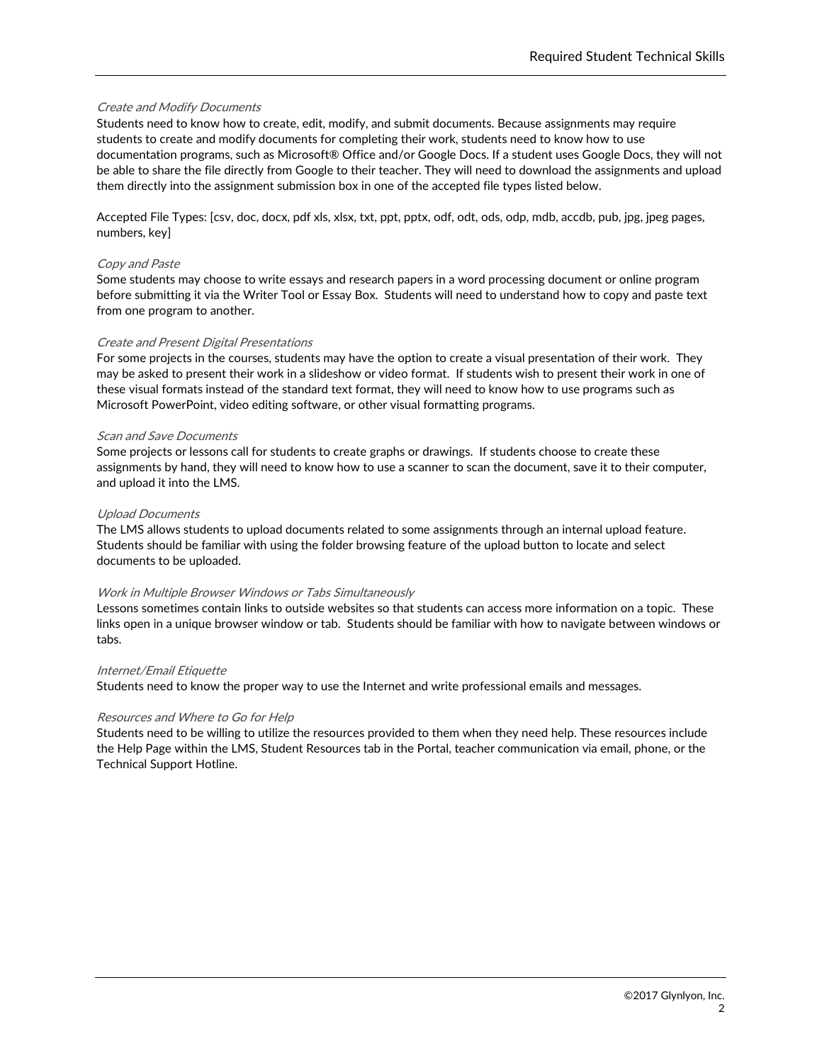*Create and Modify Documents*

Students need to know how to create, edit, modify, and submit documents. Because assignments may require students to create and modify documents for completing their work, students need to know how to use documentation programs, such as Microsoft® Office and/or Google Docs. If a student uses Google Docs, they will not be able to share the file directly from Google to their teacher. They will need to download the assignments and upload them directly into the assignment submission box in one of the accepted file types listed below.

Accepted File Types: [csv, doc, docx, pdf xls, xlsx, txt, ppt, pptx, odf, odt, ods, odp, mdb, accdb, pub, jpg, jpeg pages, numbers, key]

*Copy and Paste*

Some students may choose to write essays and research papers in a word processing document or online program before submitting it via the Writer Tool or Essay Box. Students will need to understand how to copy and paste text from one program to another.

*Create and Present Digital Presentations*

For some projects in the courses, students may have the option to create a visual presentation of their work. They may be asked to present their work in a slideshow or video format. If students wish to present their work in one of these visual formats instead of the standard text format, they will need to know how to use programs such as Microsoft PowerPoint, video editing software, or other visual formatting programs.

*Scan and Save Documents*

Some projects or lessons call for students to create graphs or drawings. If students choose to create these assignments by hand, they will need to know how to use a scanner to scan the document, save it to their computer, and upload it into the LMS.

*Upload Documents*

The LMS allows students to upload documents related to some assignments through an internal upload feature. Students should be familiar with using the folder browsing feature of the upload button to locate and select documents to be uploaded.

*Work in Multiple Browser Windows or Tabs Simultaneously*

Lessons sometimes contain links to outside websites so that students can access more information on a topic. These links open in a unique browser window or tab. Students should be familiar with how to navigate between windows or tabs.

*Internet/Email Etiquette*

Students need to know the proper way to use the Internet and write professional emails and messages.

*Resources and Where to Go for Help*

Students need to be willing to utilize the resources provided to them when they need help. These resources include the Help Page within the LMS, Student Resources tab in the Portal, teacher communication via email, phone, or the Technical Support Hotline.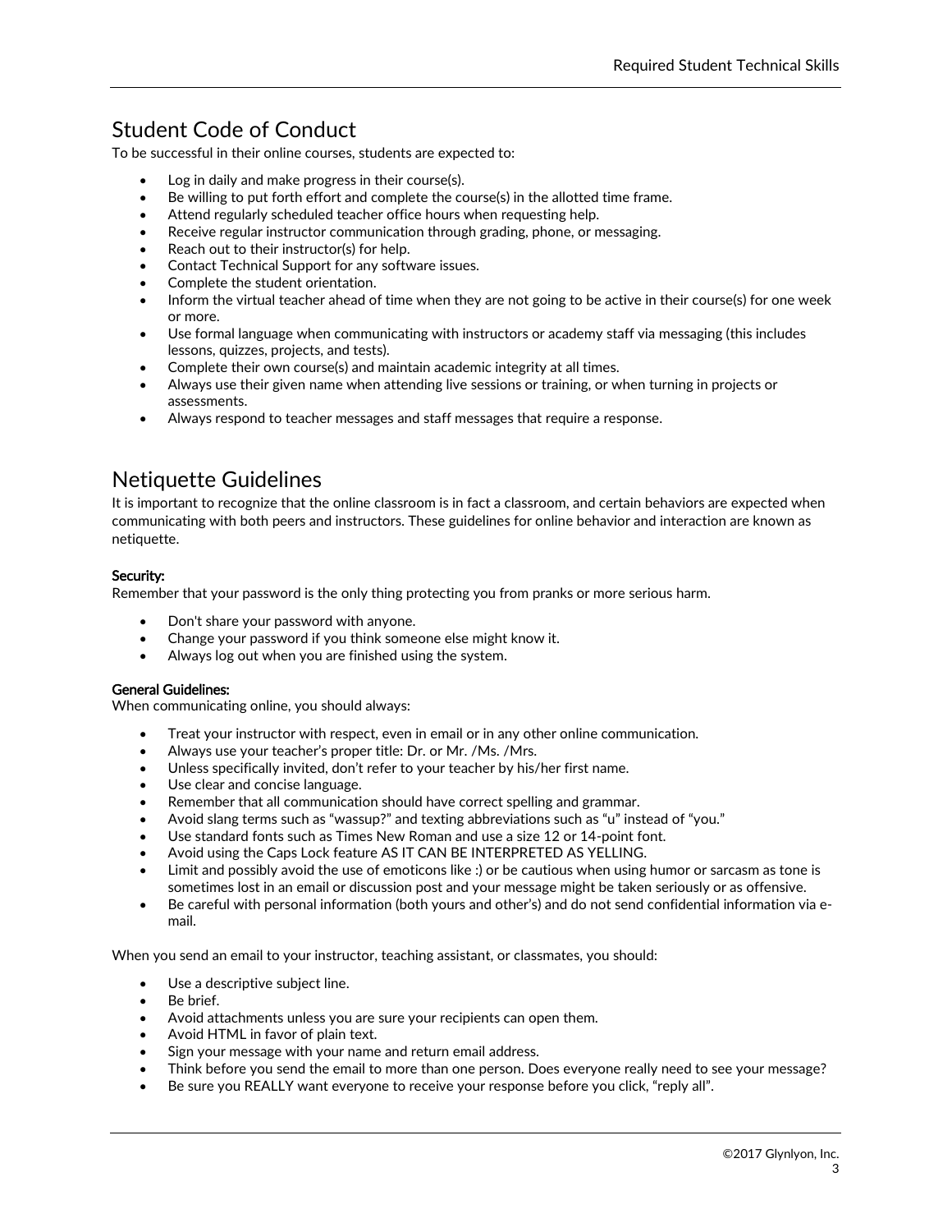## Student Code of Conduct

To be successful in their online courses, students are expected to:

- Log in daily and make progress in their course(s).
- Be willing to put forth effort and complete the course(s) in the allotted time frame.
- Attend regularly scheduled teacher office hours when requesting help.
- Receive regular instructor communication through grading, phone, or messaging.
- Reach out to their instructor(s) for help.
- Contact Technical Support for any software issues.
- Complete the student orientation.
- Inform the virtual teacher ahead of time when they are not going to be active in their course(s) for one week or more.
- Use formal language when communicating with instructors or academy staff via messaging (this includes lessons, quizzes, projects, and tests).
- Complete their own course(s) and maintain academic integrity at all times.
- Always use their given name when attending live sessions or training, or when turning in projects or assessments.
- Always respond to teacher messages and staff messages that require a response.

## Netiquette Guidelines

It is important to recognize that the online classroom is in fact a classroom, and certain behaviors are expected when communicating with both peers and instructors. These guidelines for online behavior and interaction are known as netiquette.

**Security:**

Remember that your password is the only thing protecting you from pranks or more serious harm.

- Don't share your password with anyone.
- Change your password if you think someone else might know it.
- Always log out when you are finished using the system.

**General Guidelines:**

When communicating online, you should always:

- Treat your instructor with respect, even in email or in any other online communication.
- Always use your teacher's proper title: Dr. or Mr. /Ms. /Mrs.
- Unless specifically invited, don't refer to your teacher by his/her first name.
- Use clear and concise language.
- Remember that all communication should have correct spelling and grammar.
- Avoid slang terms such as "wassup?" and texting abbreviations such as "u" instead of "you."
- Use standard fonts such as Times New Roman and use a size 12 or 14-point font.
- Avoid using the Caps Lock feature AS IT CAN BE INTERPRETED AS YELLING.
- Limit and possibly avoid the use of emoticons like :) or be cautious when using humor or sarcasm as tone is sometimes lost in an email or discussion post and your message might be taken seriously or as offensive.
- Be careful with personal information (both yours and other's) and do not send confidential information via e-mail.

When you send an email to your instructor, teaching assistant, or classmates, you should:

- Use a descriptive subject line.
- Be brief.
- Avoid attachments unless you are sure your recipients can open them.
- Avoid HTML in favor of plain text.
- Sign your message with your name and return email address.
- Think before you send the email to more than one person. Does everyone really need to see your message?
- Be sure you REALLY want everyone to receive your response before you click, "reply all".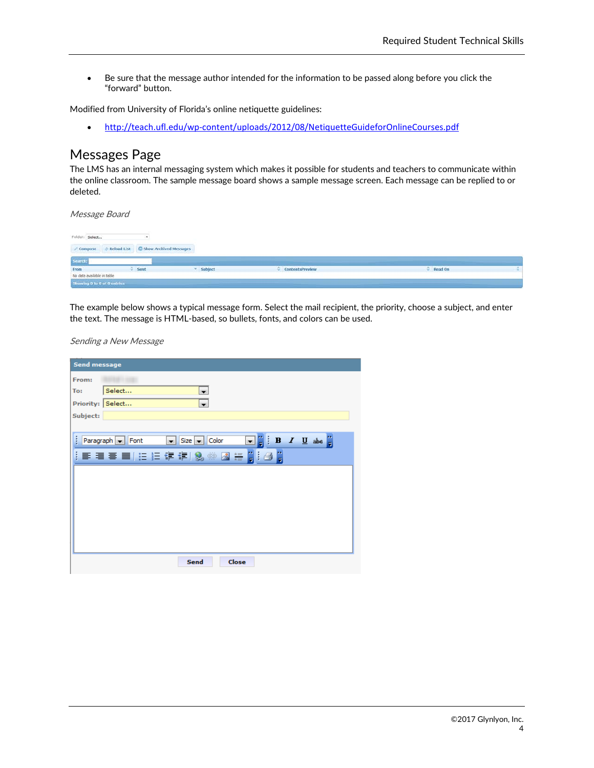- Be sure that the message author intended for the information to be passed along before you click the "forward" button.

Modified from University of Florida's online netiquette guidelines:

- http://teach.ufl.edu/wp-content/uploads/2012/08/NetiquetteGuideforOnlineCourses.pdf

## Messages Page

The LMS has an internal messaging system which makes it possible for students and teachers to communicate within the online classroom. The sample message board shows a sample message screen. Each message can be replied to or deleted.

*Message Board*

The example below shows a typical message form. Select the mail recipient, the priority, choose a subject, and enter the text. The message is HTML-based, so bullets, fonts, and colors can be used.

*Sending a New Message*